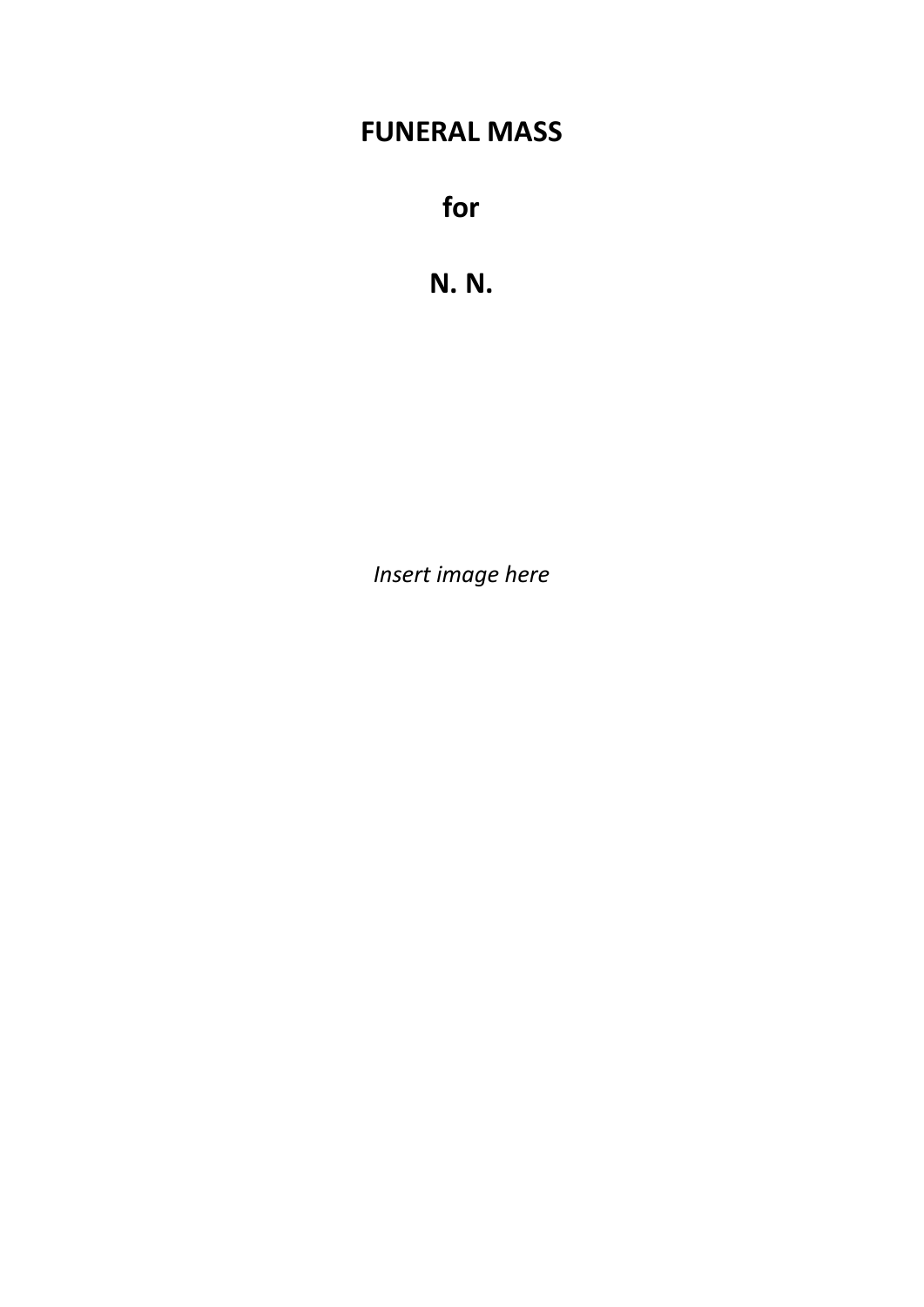# FUNERAL MASS

# for

# N. N.

*Insert image here*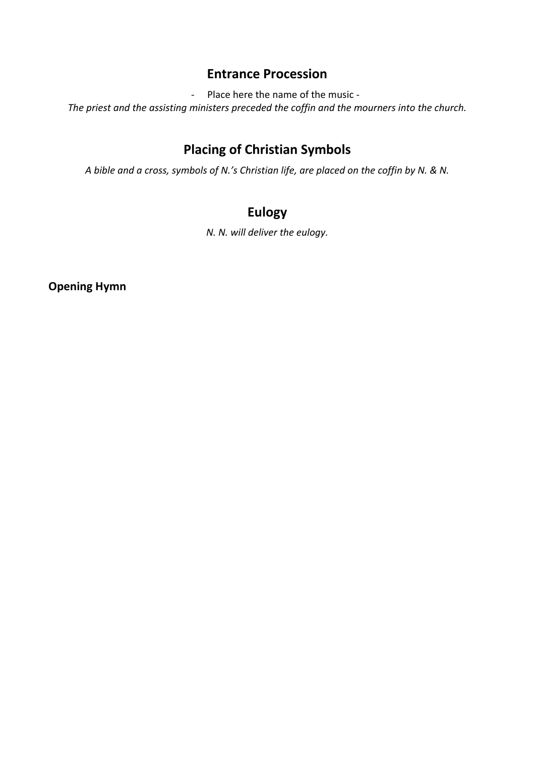## Entrance Procession

- Place here the name of the music -

*The priest and the assisting ministers preceded the coffin and the mourners into the church.*

## Placing of Christian Symbols

*A bible and a cross, symbols of N.'s Christian life, are placed on the coffin by N. & N.*

## Eulogy

*N. N. will deliver the eulogy.*

**Opening Hymn**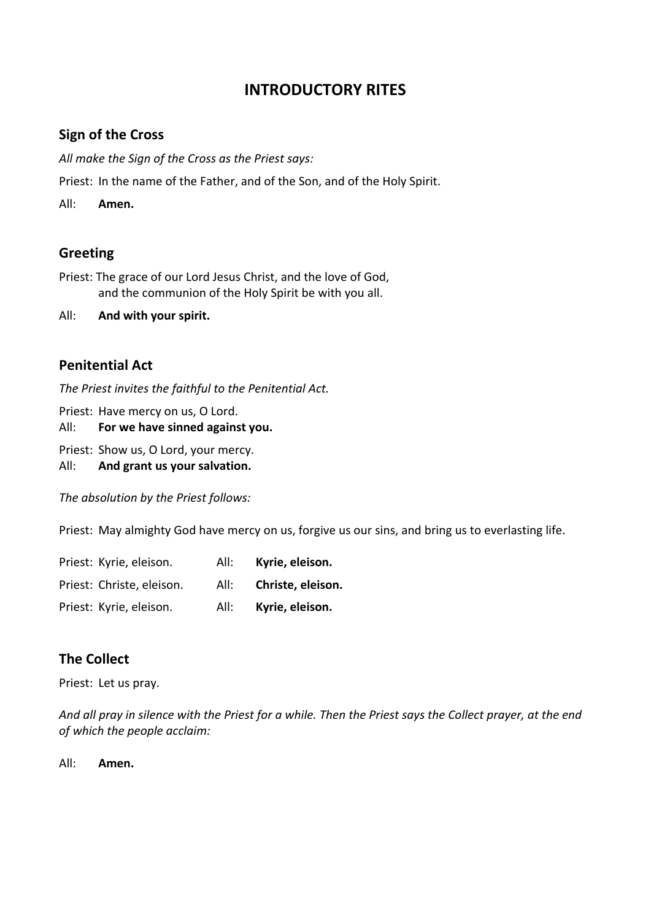# INTRODUCTORY RITES

## Sign of the Cross

*All make the Sign of the Cross as the Priest says:*

Priest: In the name of the Father, and of the Son, and of the Holy Spirit.

All: **Amen.**

## Greeting

Priest: The grace of our Lord Jesus Christ, and the love of God,
and the communion of the Holy Spirit be with you all.

All: **And with your spirit.**

## Penitential Act

*The Priest invites the faithful to the Penitential Act.*

Priest: Have mercy on us, O Lord.
All: **For we have sinned against you.**

Priest: Show us, O Lord, your mercy.
All: **And grant us your salvation.**

*The absolution by the Priest follows:*

Priest: May almighty God have mercy on us, forgive us our sins, and bring us to everlasting life.

Priest: Kyrie, eleison. All: **Kyrie, eleison.**

Priest: Christe, eleison. All: **Christe, eleison.**

Priest: Kyrie, eleison. All: **Kyrie, eleison.**

## The Collect

Priest: Let us pray.

*And all pray in silence with the Priest for a while. Then the Priest says the Collect prayer, at the end of which the people acclaim:*

All: **Amen.**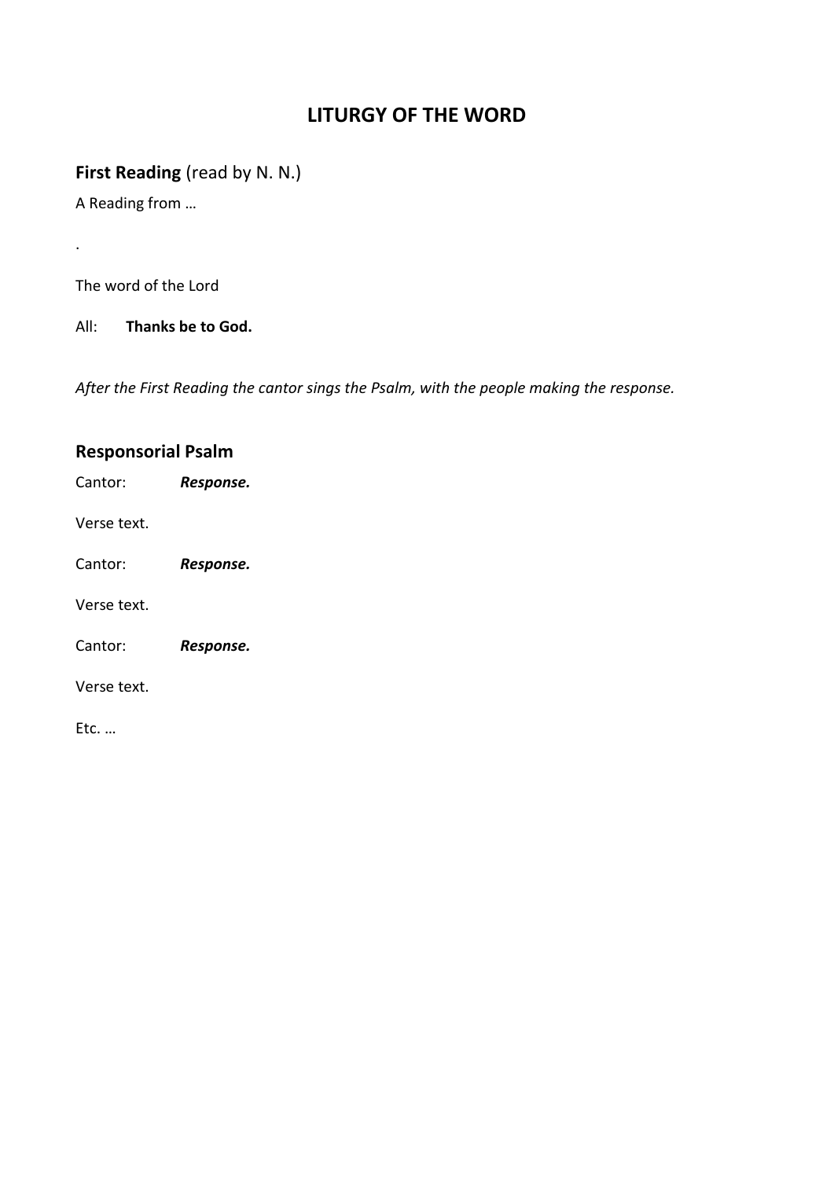# LITURGY OF THE WORD

## First Reading (read by N. N.)

A Reading from …

.

The word of the Lord

All: **Thanks be to God.**

*After the First Reading the cantor sings the Psalm, with the people making the response.*

## Responsorial Psalm

Cantor: ***Response.***

Verse text.

Cantor: ***Response.***

Verse text.

Cantor: ***Response.***

Verse text.

Etc. …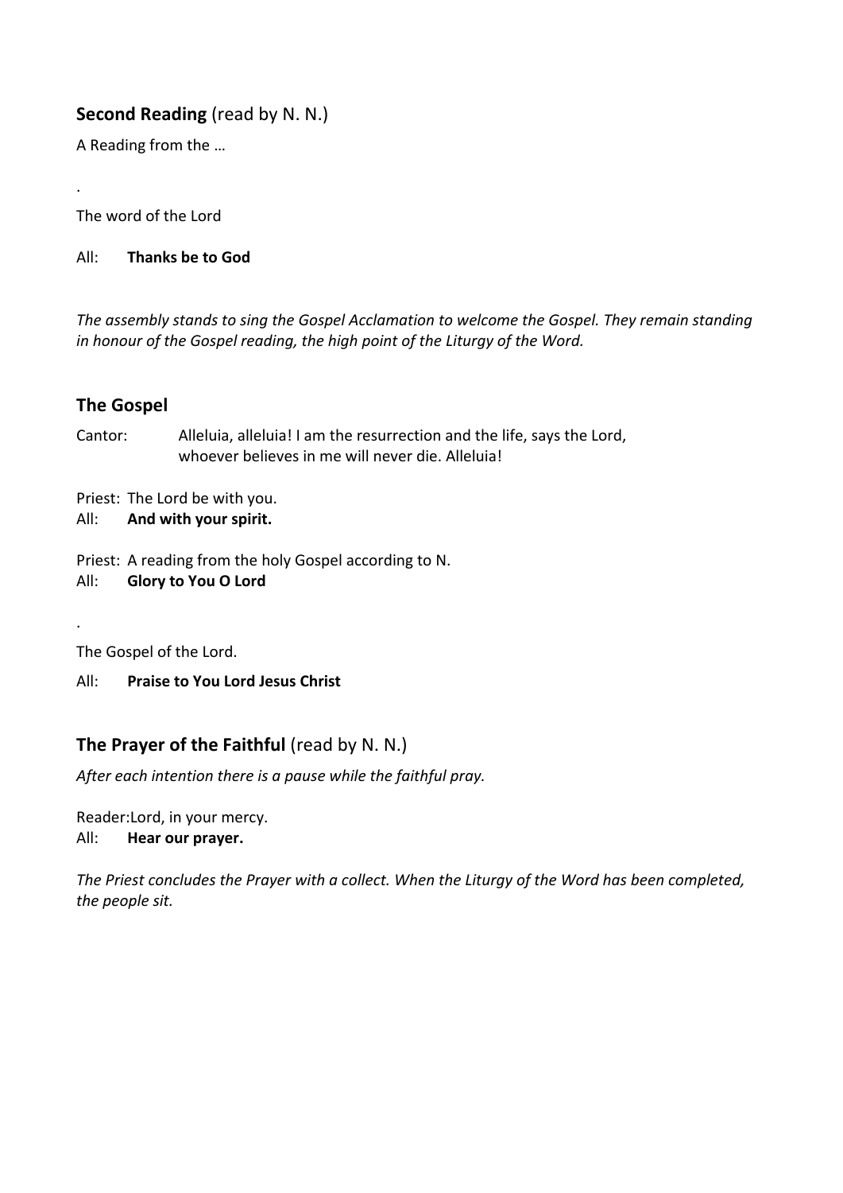## **Second Reading** (read by N. N.)

A Reading from the …

.

The word of the Lord

All: **Thanks be to God**

*The assembly stands to sing the Gospel Acclamation to welcome the Gospel. They remain standing in honour of the Gospel reading, the high point of the Liturgy of the Word.*

## **The Gospel**

Cantor: Alleluia, alleluia! I am the resurrection and the life, says the Lord, whoever believes in me will never die. Alleluia!

Priest: The Lord be with you.
All: **And with your spirit.**

Priest: A reading from the holy Gospel according to N.
All: **Glory to You O Lord**

.

The Gospel of the Lord.

All: **Praise to You Lord Jesus Christ**

## **The Prayer of the Faithful** (read by N. N.)

*After each intention there is a pause while the faithful pray.*

Reader:Lord, in your mercy.
All: **Hear our prayer.**

*The Priest concludes the Prayer with a collect. When the Liturgy of the Word has been completed, the people sit.*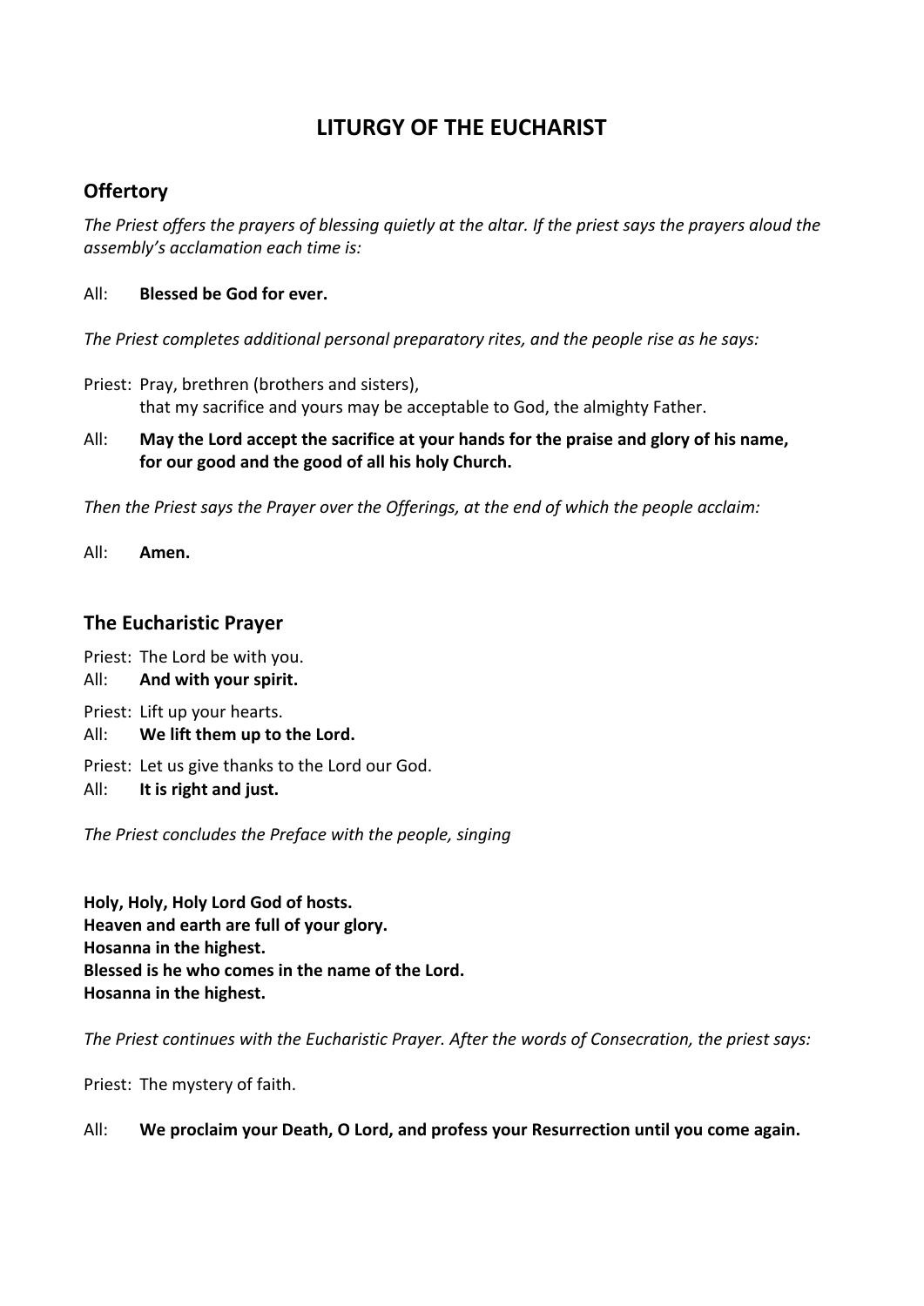# LITURGY OF THE EUCHARIST

## Offertory

*The Priest offers the prayers of blessing quietly at the altar. If the priest says the prayers aloud the assembly's acclamation each time is:*

All: **Blessed be God for ever.**

*The Priest completes additional personal preparatory rites, and the people rise as he says:*

Priest: Pray, brethren (brothers and sisters),
that my sacrifice and yours may be acceptable to God, the almighty Father.

All: **May the Lord accept the sacrifice at your hands for the praise and glory of his name, for our good and the good of all his holy Church.**

*Then the Priest says the Prayer over the Offerings, at the end of which the people acclaim:*

All: **Amen.**

## The Eucharistic Prayer

Priest: The Lord be with you.
All: **And with your spirit.**

Priest: Lift up your hearts.
All: **We lift them up to the Lord.**

Priest: Let us give thanks to the Lord our God.
All: **It is right and just.**

*The Priest concludes the Preface with the people, singing*

**Holy, Holy, Holy Lord God of hosts.**
**Heaven and earth are full of your glory.**
**Hosanna in the highest.**
**Blessed is he who comes in the name of the Lord.**
**Hosanna in the highest.**

*The Priest continues with the Eucharistic Prayer. After the words of Consecration, the priest says:*

Priest: The mystery of faith.

All: **We proclaim your Death, O Lord, and profess your Resurrection until you come again.**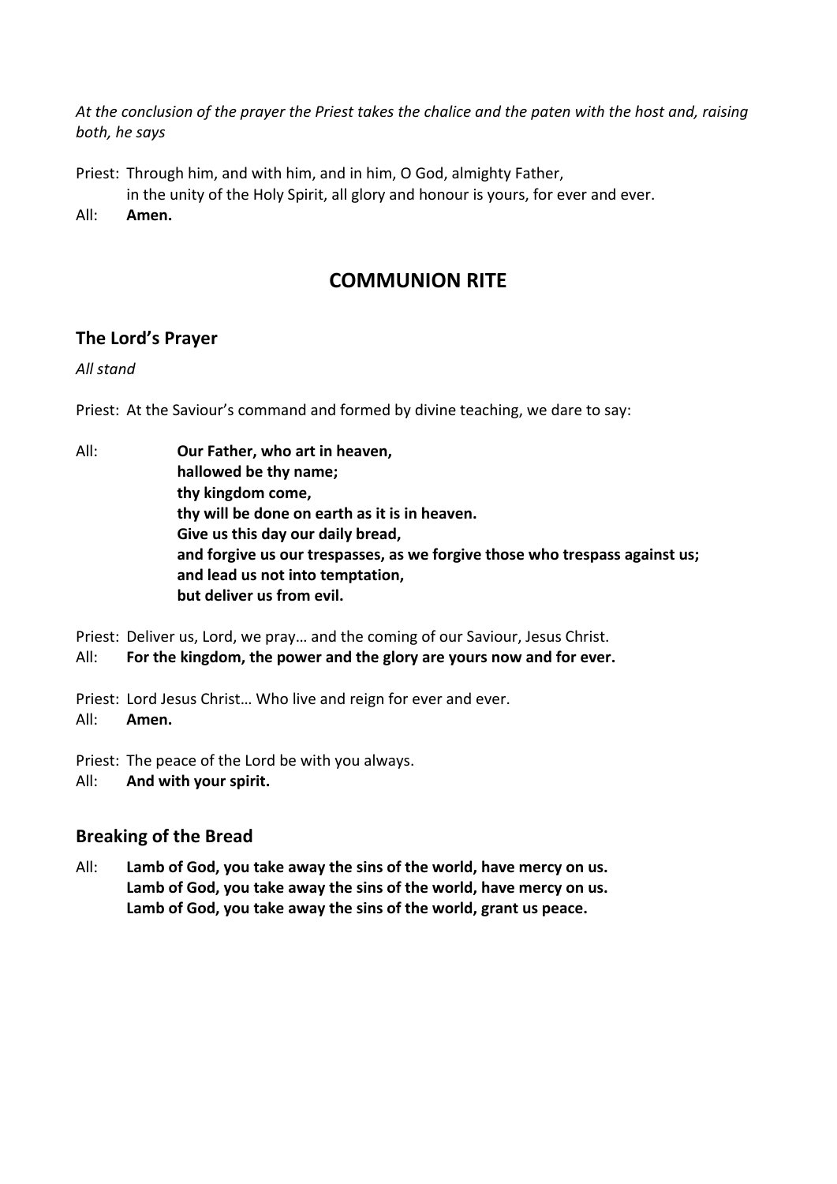*At the conclusion of the prayer the Priest takes the chalice and the paten with the host and, raising both, he says*

Priest: Through him, and with him, and in him, O God, almighty Father,
in the unity of the Holy Spirit, all glory and honour is yours, for ever and ever.

All: **Amen.**

## COMMUNION RITE

### The Lord's Prayer

*All stand*

Priest: At the Saviour's command and formed by divine teaching, we dare to say:

All: **Our Father, who art in heaven,**
**hallowed be thy name;**
**thy kingdom come,**
**thy will be done on earth as it is in heaven.**
**Give us this day our daily bread,**
**and forgive us our trespasses, as we forgive those who trespass against us;**
**and lead us not into temptation,**
**but deliver us from evil.**

Priest: Deliver us, Lord, we pray… and the coming of our Saviour, Jesus Christ.

All: **For the kingdom, the power and the glory are yours now and for ever.**

Priest: Lord Jesus Christ… Who live and reign for ever and ever.

All: **Amen.**

Priest: The peace of the Lord be with you always.

All: **And with your spirit.**

### Breaking of the Bread

All: **Lamb of God, you take away the sins of the world, have mercy on us.**
**Lamb of God, you take away the sins of the world, have mercy on us.**
**Lamb of God, you take away the sins of the world, grant us peace.**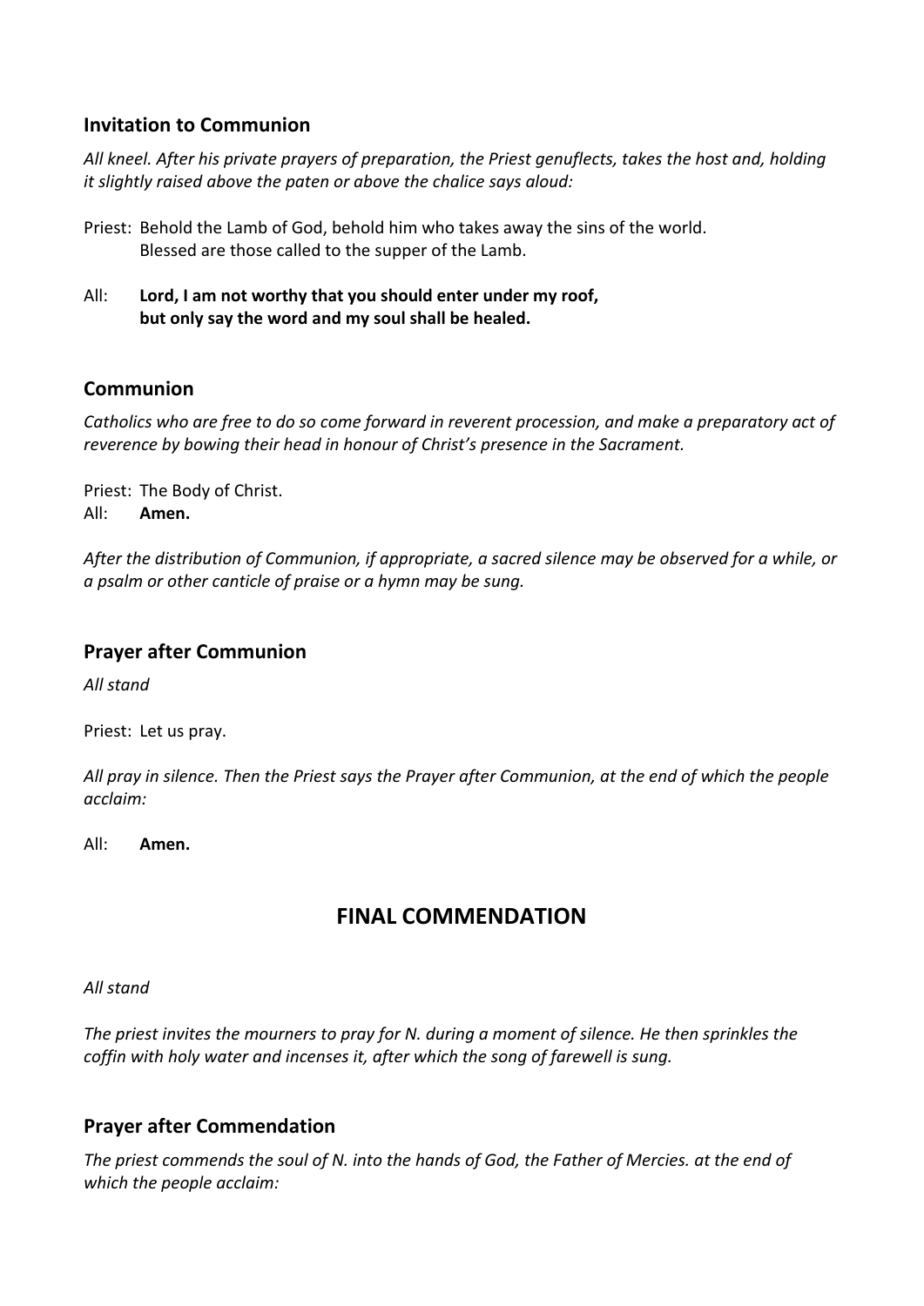### Invitation to Communion

*All kneel. After his private prayers of preparation, the Priest genuflects, takes the host and, holding it slightly raised above the paten or above the chalice says aloud:*

Priest: Behold the Lamb of God, behold him who takes away the sins of the world.
Blessed are those called to the supper of the Lamb.

All: **Lord, I am not worthy that you should enter under my roof,
but only say the word and my soul shall be healed.**

### Communion

*Catholics who are free to do so come forward in reverent procession, and make a preparatory act of reverence by bowing their head in honour of Christ's presence in the Sacrament.*

Priest: The Body of Christ.
All: **Amen.**

*After the distribution of Communion, if appropriate, a sacred silence may be observed for a while, or a psalm or other canticle of praise or a hymn may be sung.*

### Prayer after Communion

*All stand*

Priest: Let us pray.

*All pray in silence. Then the Priest says the Prayer after Communion, at the end of which the people acclaim:*

All: **Amen.**

## FINAL COMMENDATION

*All stand*

*The priest invites the mourners to pray for N. during a moment of silence. He then sprinkles the coffin with holy water and incenses it, after which the song of farewell is sung.*

### Prayer after Commendation

*The priest commends the soul of N. into the hands of God, the Father of Mercies. at the end of which the people acclaim:*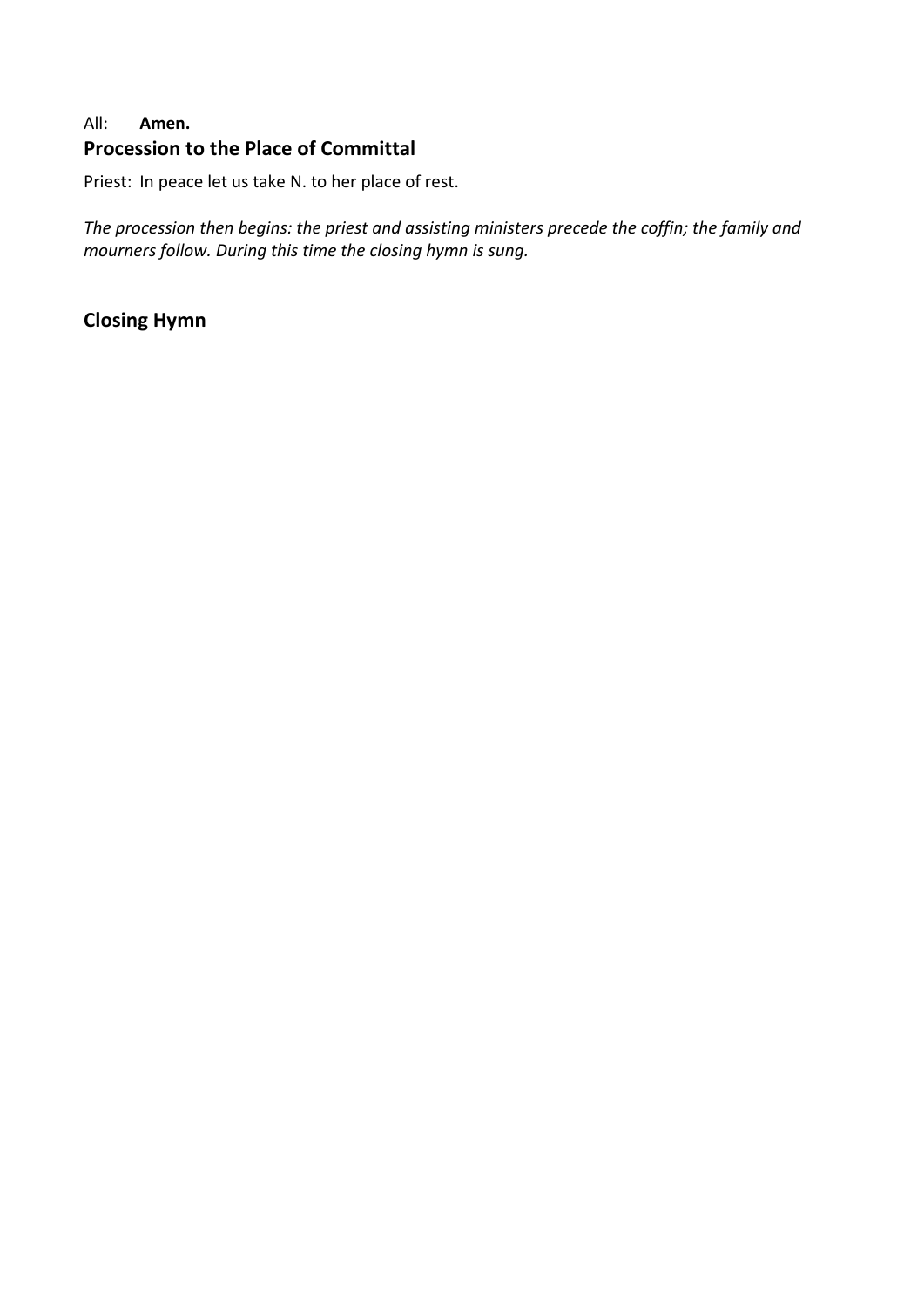All: **Amen.**

## Procession to the Place of Committal

Priest: In peace let us take N. to her place of rest.

*The procession then begins: the priest and assisting ministers precede the coffin; the family and mourners follow. During this time the closing hymn is sung.*

## Closing Hymn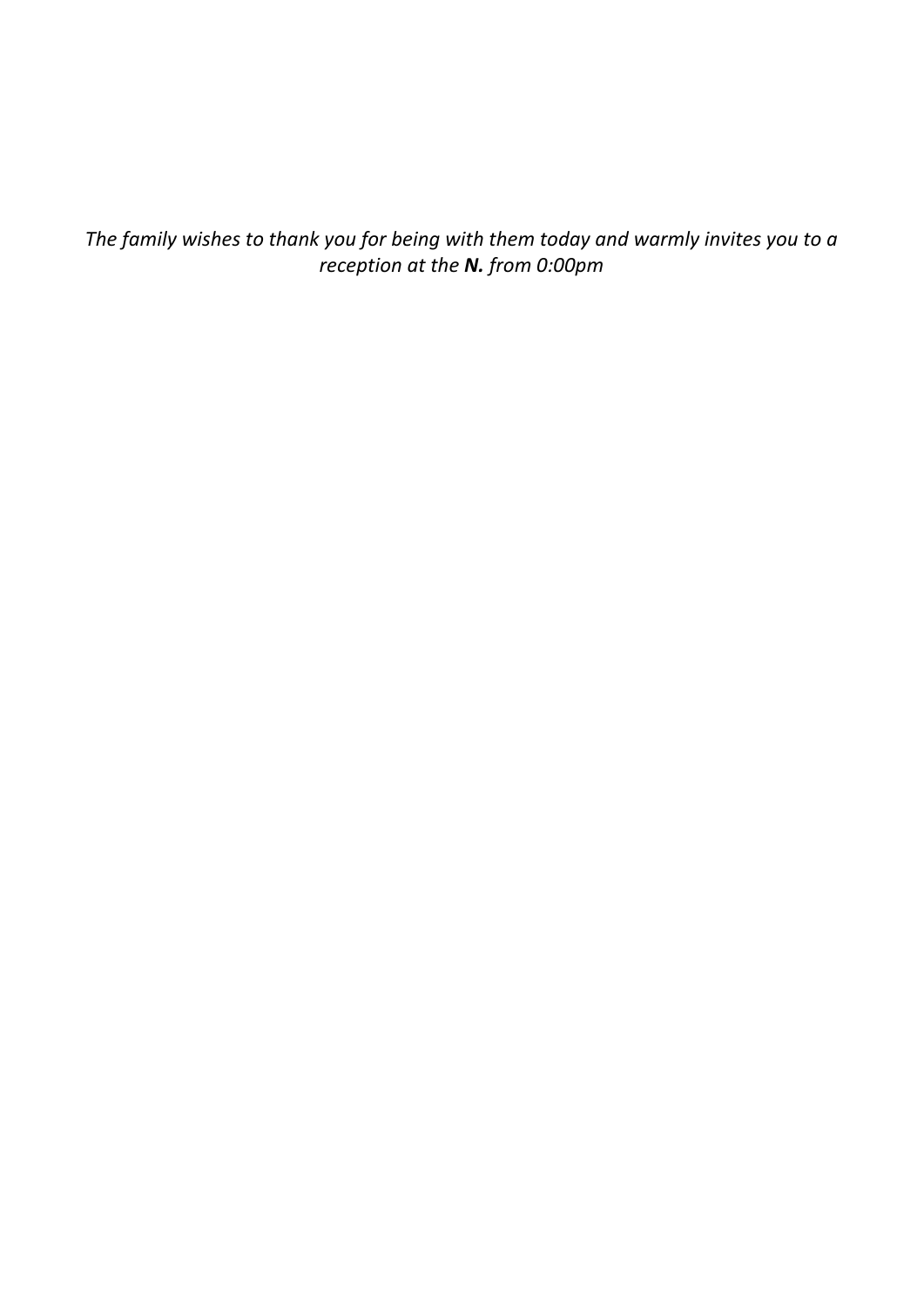*The family wishes to thank you for being with them today and warmly invites you to a reception at the **N.** from 0:00pm*